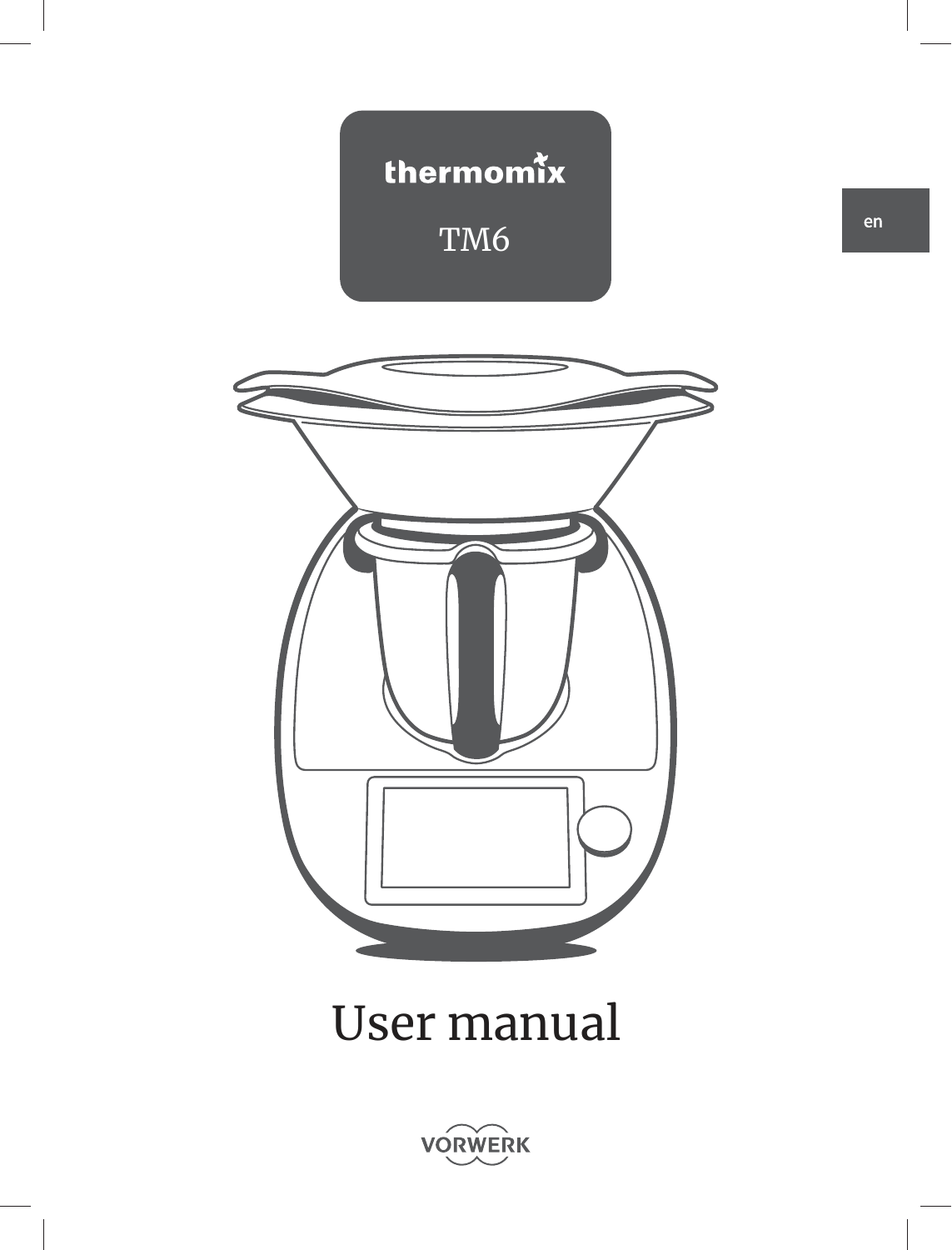thermomix

TM6

en

# User manual

VORWERK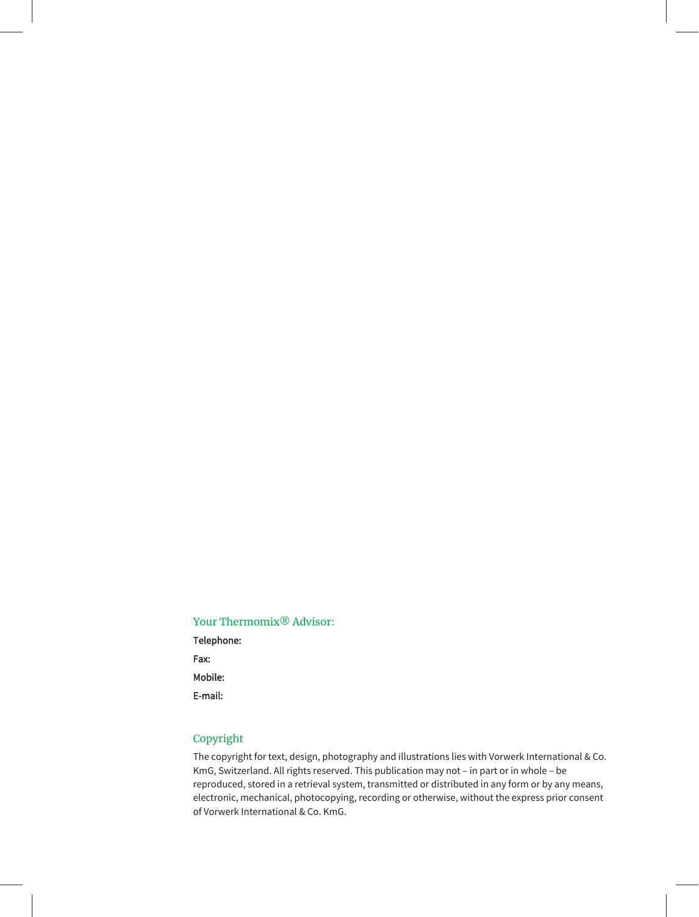## Your Thermomix® Advisor:

**Telephone:**

**Fax:**

**Mobile:**

**E-mail:**

## Copyright

The copyright for text, design, photography and illustrations lies with Vorwerk International & Co. KmG, Switzerland. All rights reserved. This publication may not – in part or in whole – be reproduced, stored in a retrieval system, transmitted or distributed in any form or by any means, electronic, mechanical, photocopying, recording or otherwise, without the express prior consent of Vorwerk International & Co. KmG.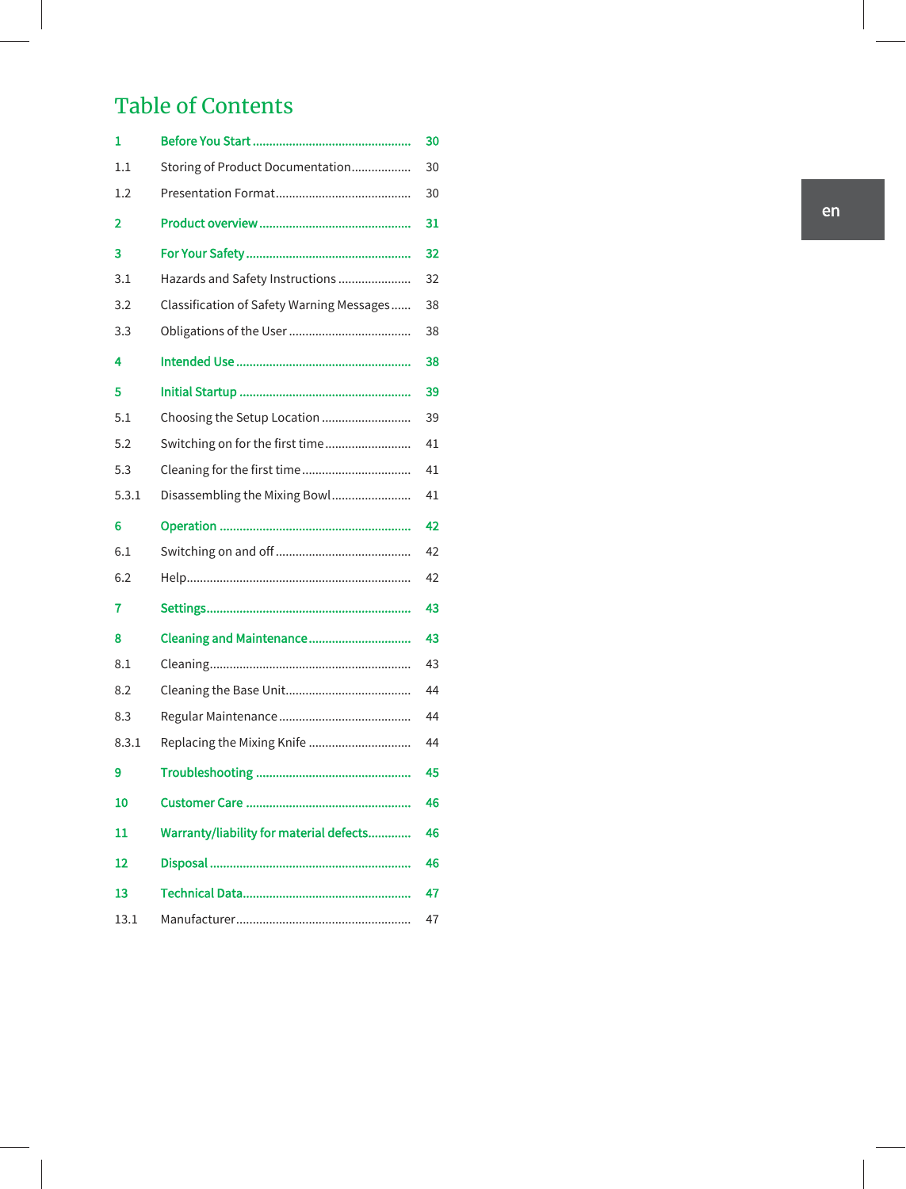# Table of Contents

| | | |
|---|---|---|
| **1** | **Before You Start** | **30** |
| 1.1 | Storing of Product Documentation | 30 |
| 1.2 | Presentation Format | 30 |
| **2** | **Product overview** | **31** |
| **3** | **For Your Safety** | **32** |
| 3.1 | Hazards and Safety Instructions | 32 |
| 3.2 | Classification of Safety Warning Messages | 38 |
| 3.3 | Obligations of the User | 38 |
| **4** | **Intended Use** | **38** |
| **5** | **Initial Startup** | **39** |
| 5.1 | Choosing the Setup Location | 39 |
| 5.2 | Switching on for the first time | 41 |
| 5.3 | Cleaning for the first time | 41 |
| 5.3.1 | Disassembling the Mixing Bowl | 41 |
| **6** | **Operation** | **42** |
| 6.1 | Switching on and off | 42 |
| 6.2 | Help | 42 |
| **7** | **Settings** | **43** |
| **8** | **Cleaning and Maintenance** | **43** |
| 8.1 | Cleaning | 43 |
| 8.2 | Cleaning the Base Unit | 44 |
| 8.3 | Regular Maintenance | 44 |
| 8.3.1 | Replacing the Mixing Knife | 44 |
| **9** | **Troubleshooting** | **45** |
| **10** | **Customer Care** | **46** |
| **11** | **Warranty/liability for material defects** | **46** |
| **12** | **Disposal** | **46** |
| **13** | **Technical Data** | **47** |
| 13.1 | Manufacturer | 47 |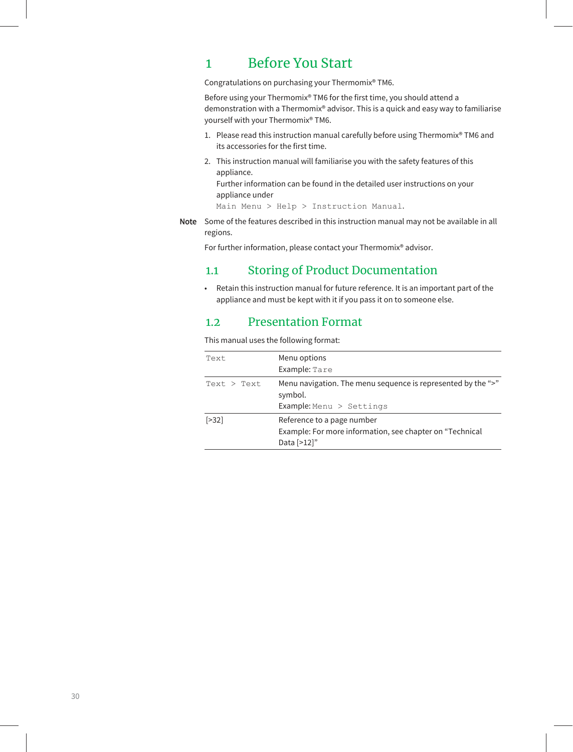# 1 Before You Start

Congratulations on purchasing your Thermomix® TM6.

Before using your Thermomix® TM6 for the first time, you should attend a demonstration with a Thermomix® advisor. This is a quick and easy way to familiarise yourself with your Thermomix® TM6.

1. Please read this instruction manual carefully before using Thermomix® TM6 and its accessories for the first time.
2. This instruction manual will familiarise you with the safety features of this appliance.
   Further information can be found in the detailed user instructions on your appliance under
   `Main Menu > Help > Instruction Manual`.

**Note** Some of the features described in this instruction manual may not be available in all regions.

For further information, please contact your Thermomix® advisor.

## 1.1 Storing of Product Documentation

- Retain this instruction manual for future reference. It is an important part of the appliance and must be kept with it if you pass it on to someone else.

## 1.2 Presentation Format

This manual uses the following format:

| | |
|---|---|
| `Text` | Menu options<br>Example: `Tare` |
| `Text > Text` | Menu navigation. The menu sequence is represented by the “>” symbol.<br>Example: `Menu > Settings` |
| [>32] | Reference to a page number<br>Example: For more information, see chapter on “Technical Data [>12]” |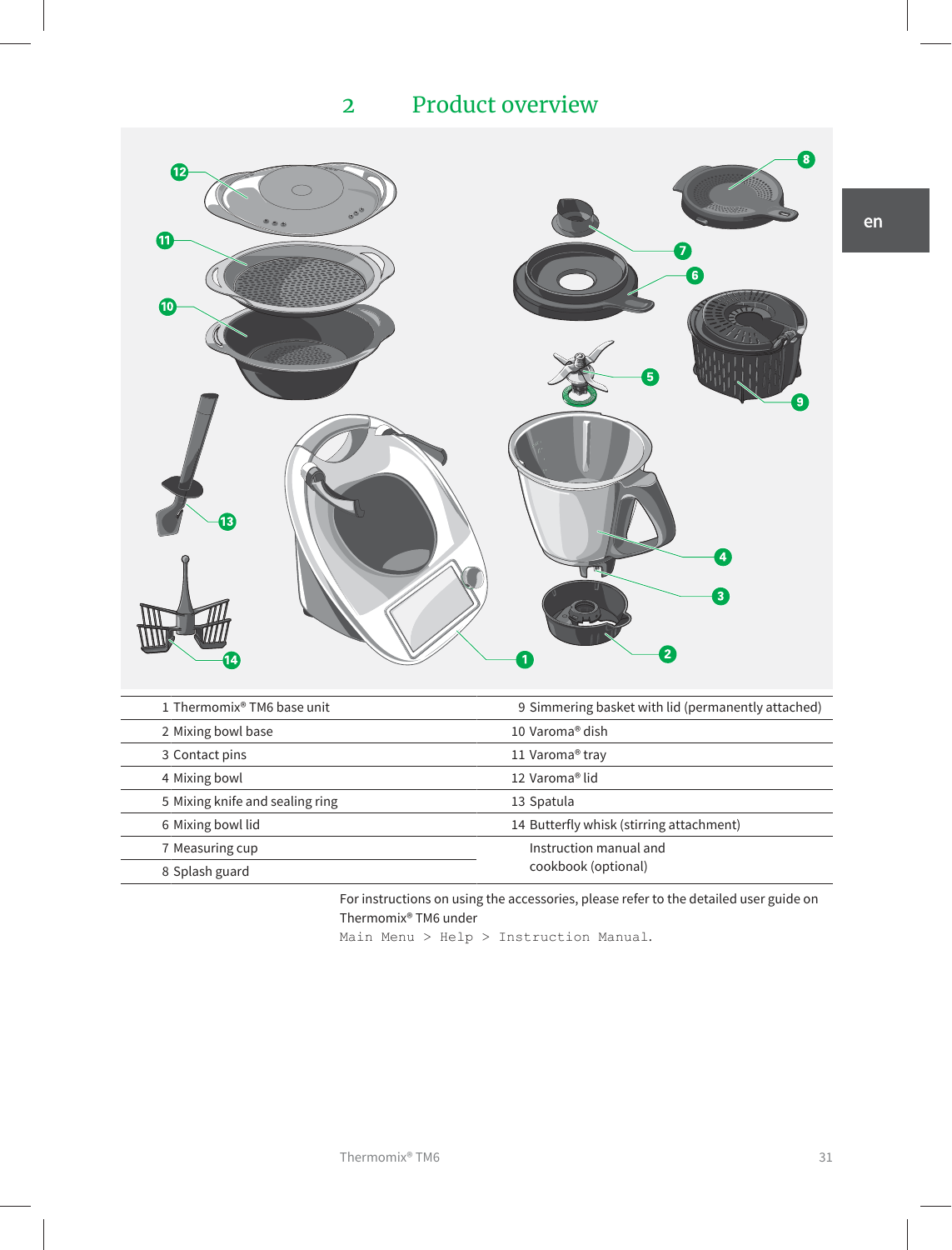# 2 Product overview

| | |
|---|---|
| 1 Thermomix® TM6 base unit | 9 Simmering basket with lid (permanently attached) |
| 2 Mixing bowl base | 10 Varoma® dish |
| 3 Contact pins | 11 Varoma® tray |
| 4 Mixing bowl | 12 Varoma® lid |
| 5 Mixing knife and sealing ring | 13 Spatula |
| 6 Mixing bowl lid | 14 Butterfly whisk (stirring attachment) |
| 7 Measuring cup | Instruction manual and cookbook (optional) |
| 8 Splash guard | |

For instructions on using the accessories, please refer to the detailed user guide on Thermomix® TM6 under
`Main Menu > Help > Instruction Manual`.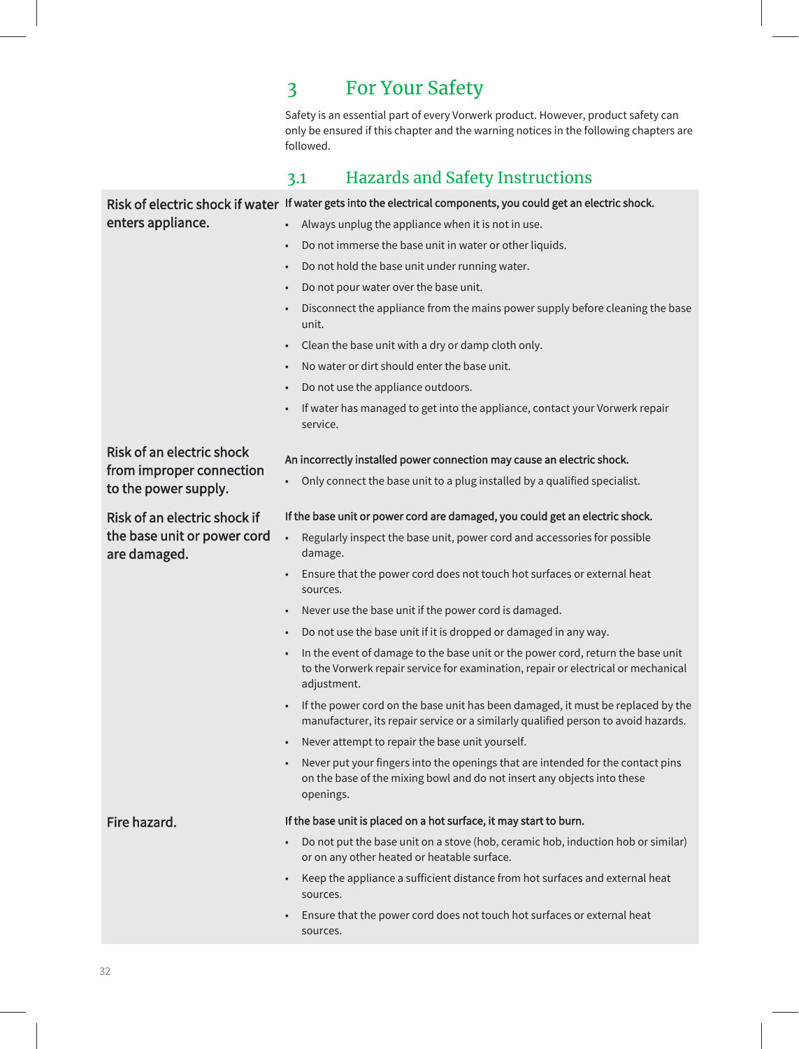# 3 For Your Safety

Safety is an essential part of every Vorwerk product. However, product safety can only be ensured if this chapter and the warning notices in the following chapters are followed.

## 3.1 Hazards and Safety Instructions

### Risk of electric shock if water enters appliance.

**If water gets into the electrical components, you could get an electric shock.**

- Always unplug the appliance when it is not in use.
- Do not immerse the base unit in water or other liquids.
- Do not hold the base unit under running water.
- Do not pour water over the base unit.
- Disconnect the appliance from the mains power supply before cleaning the base unit.
- Clean the base unit with a dry or damp cloth only.
- No water or dirt should enter the base unit.
- Do not use the appliance outdoors.
- If water has managed to get into the appliance, contact your Vorwerk repair service.

### Risk of an electric shock from improper connection to the power supply.

**An incorrectly installed power connection may cause an electric shock.**

- Only connect the base unit to a plug installed by a qualified specialist.

### Risk of an electric shock if the base unit or power cord are damaged.

**If the base unit or power cord are damaged, you could get an electric shock.**

- Regularly inspect the base unit, power cord and accessories for possible damage.
- Ensure that the power cord does not touch hot surfaces or external heat sources.
- Never use the base unit if the power cord is damaged.
- Do not use the base unit if it is dropped or damaged in any way.
- In the event of damage to the base unit or the power cord, return the base unit to the Vorwerk repair service for examination, repair or electrical or mechanical adjustment.
- If the power cord on the base unit has been damaged, it must be replaced by the manufacturer, its repair service or a similarly qualified person to avoid hazards.
- Never attempt to repair the base unit yourself.
- Never put your fingers into the openings that are intended for the contact pins on the base of the mixing bowl and do not insert any objects into these openings.

### Fire hazard.

**If the base unit is placed on a hot surface, it may start to burn.**

- Do not put the base unit on a stove (hob, ceramic hob, induction hob or similar) or on any other heated or heatable surface.
- Keep the appliance a sufficient distance from hot surfaces and external heat sources.
- Ensure that the power cord does not touch hot surfaces or external heat sources.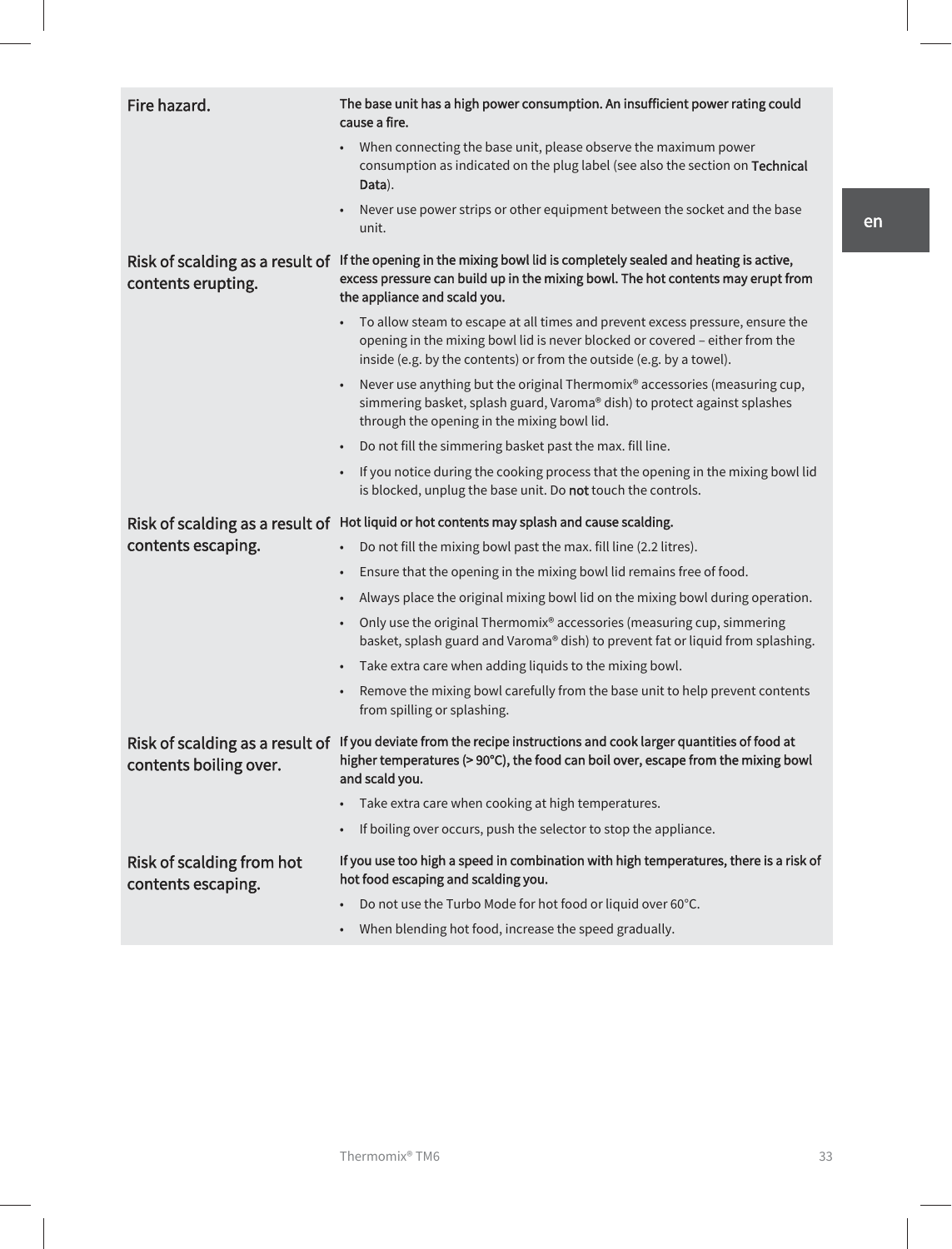| | |
|---|---|
| Fire hazard. | **The base unit has a high power consumption. An insufficient power rating could cause a fire.**<br>• When connecting the base unit, please observe the maximum power consumption as indicated on the plug label (see also the section on **Technical Data**).<br>• Never use power strips or other equipment between the socket and the base unit. |
| Risk of scalding as a result of contents erupting. | **If the opening in the mixing bowl lid is completely sealed and heating is active, excess pressure can build up in the mixing bowl. The hot contents may erupt from the appliance and scald you.**<br>• To allow steam to escape at all times and prevent excess pressure, ensure the opening in the mixing bowl lid is never blocked or covered – either from the inside (e.g. by the contents) or from the outside (e.g. by a towel).<br>• Never use anything but the original Thermomix® accessories (measuring cup, simmering basket, splash guard, Varoma® dish) to protect against splashes through the opening in the mixing bowl lid.<br>• Do not fill the simmering basket past the max. fill line.<br>• If you notice during the cooking process that the opening in the mixing bowl lid is blocked, unplug the base unit. Do **not** touch the controls. |
| Risk of scalding as a result of contents escaping. | **Hot liquid or hot contents may splash and cause scalding.**<br>• Do not fill the mixing bowl past the max. fill line (2.2 litres).<br>• Ensure that the opening in the mixing bowl lid remains free of food.<br>• Always place the original mixing bowl lid on the mixing bowl during operation.<br>• Only use the original Thermomix® accessories (measuring cup, simmering basket, splash guard and Varoma® dish) to prevent fat or liquid from splashing.<br>• Take extra care when adding liquids to the mixing bowl.<br>• Remove the mixing bowl carefully from the base unit to help prevent contents from spilling or splashing. |
| Risk of scalding as a result of contents boiling over. | **If you deviate from the recipe instructions and cook larger quantities of food at higher temperatures (> 90°C), the food can boil over, escape from the mixing bowl and scald you.**<br>• Take extra care when cooking at high temperatures.<br>• If boiling over occurs, push the selector to stop the appliance. |
| Risk of scalding from hot contents escaping. | **If you use too high a speed in combination with high temperatures, there is a risk of hot food escaping and scalding you.**<br>• Do not use the Turbo Mode for hot food or liquid over 60°C.<br>• When blending hot food, increase the speed gradually. |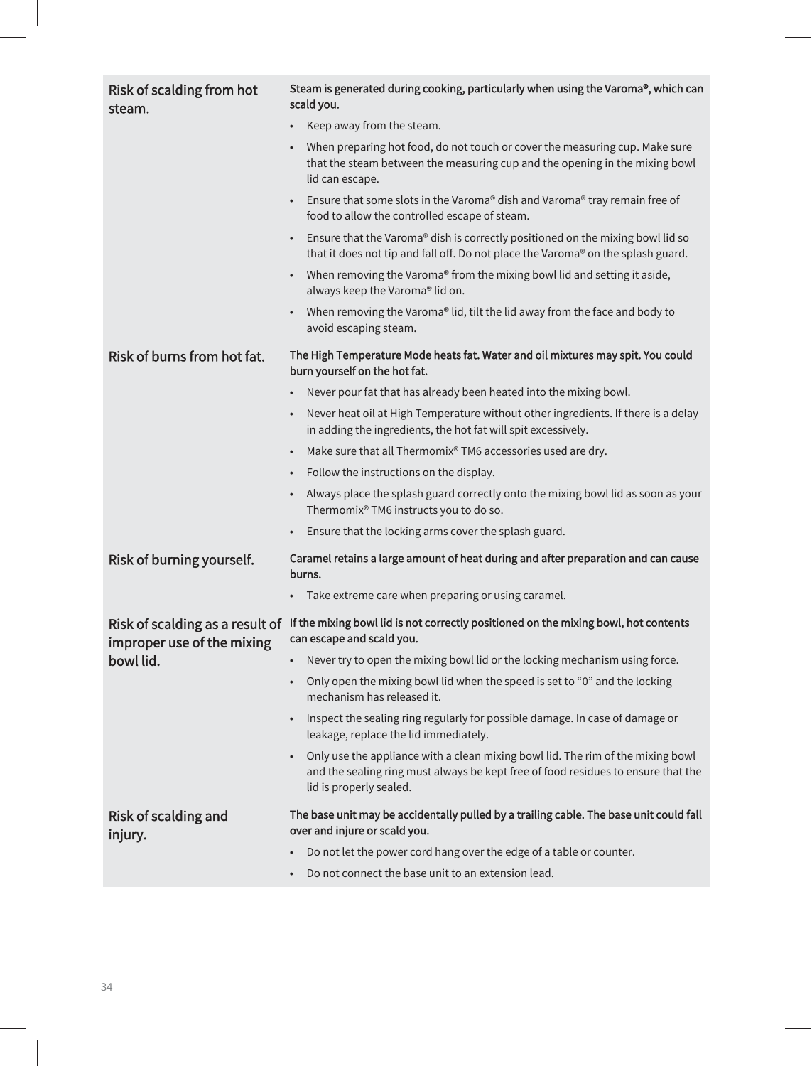### Risk of scalding from hot steam.

**Steam is generated during cooking, particularly when using the Varoma®, which can scald you.**

- Keep away from the steam.
- When preparing hot food, do not touch or cover the measuring cup. Make sure that the steam between the measuring cup and the opening in the mixing bowl lid can escape.
- Ensure that some slots in the Varoma® dish and Varoma® tray remain free of food to allow the controlled escape of steam.
- Ensure that the Varoma® dish is correctly positioned on the mixing bowl lid so that it does not tip and fall off. Do not place the Varoma® on the splash guard.
- When removing the Varoma® from the mixing bowl lid and setting it aside, always keep the Varoma® lid on.
- When removing the Varoma® lid, tilt the lid away from the face and body to avoid escaping steam.

### Risk of burns from hot fat.

**The High Temperature Mode heats fat. Water and oil mixtures may spit. You could burn yourself on the hot fat.**

- Never pour fat that has already been heated into the mixing bowl.
- Never heat oil at High Temperature without other ingredients. If there is a delay in adding the ingredients, the hot fat will spit excessively.
- Make sure that all Thermomix® TM6 accessories used are dry.
- Follow the instructions on the display.
- Always place the splash guard correctly onto the mixing bowl lid as soon as your Thermomix® TM6 instructs you to do so.
- Ensure that the locking arms cover the splash guard.

### Risk of burning yourself.

**Caramel retains a large amount of heat during and after preparation and can cause burns.**

- Take extreme care when preparing or using caramel.

### Risk of scalding as a result of improper use of the mixing bowl lid.

**If the mixing bowl lid is not correctly positioned on the mixing bowl, hot contents can escape and scald you.**

- Never try to open the mixing bowl lid or the locking mechanism using force.
- Only open the mixing bowl lid when the speed is set to “0” and the locking mechanism has released it.
- Inspect the sealing ring regularly for possible damage. In case of damage or leakage, replace the lid immediately.
- Only use the appliance with a clean mixing bowl lid. The rim of the mixing bowl and the sealing ring must always be kept free of food residues to ensure that the lid is properly sealed.

### Risk of scalding and injury.

**The base unit may be accidentally pulled by a trailing cable. The base unit could fall over and injure or scald you.**

- Do not let the power cord hang over the edge of a table or counter.
- Do not connect the base unit to an extension lead.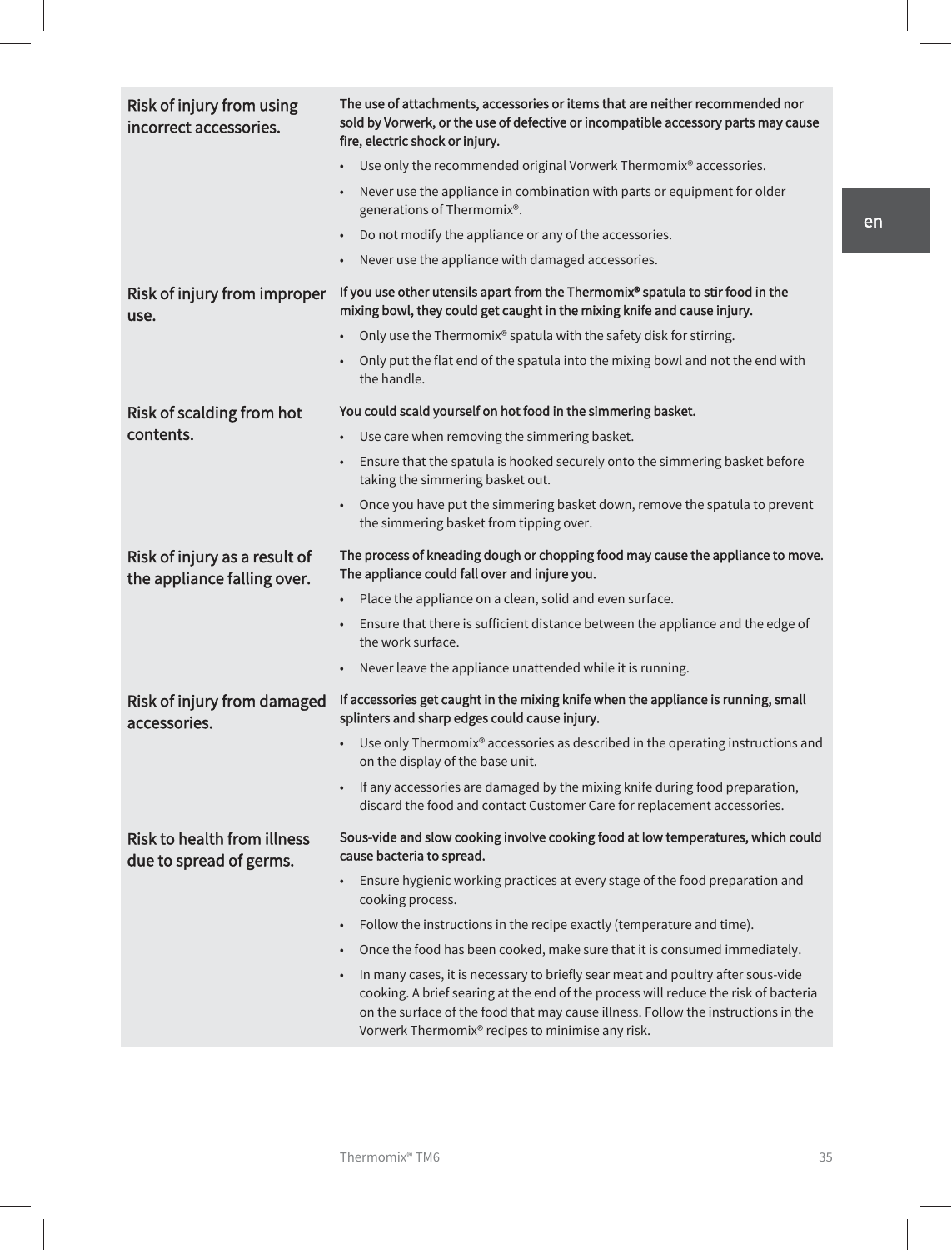| | |
|---|---|
| **Risk of injury from using incorrect accessories.** | **The use of attachments, accessories or items that are neither recommended nor sold by Vorwerk, or the use of defective or incompatible accessory parts may cause fire, electric shock or injury.**<br>• Use only the recommended original Vorwerk Thermomix® accessories.<br>• Never use the appliance in combination with parts or equipment for older generations of Thermomix®.<br>• Do not modify the appliance or any of the accessories.<br>• Never use the appliance with damaged accessories. |
| **Risk of injury from improper use.** | **If you use other utensils apart from the Thermomix® spatula to stir food in the mixing bowl, they could get caught in the mixing knife and cause injury.**<br>• Only use the Thermomix® spatula with the safety disk for stirring.<br>• Only put the flat end of the spatula into the mixing bowl and not the end with the handle. |
| **Risk of scalding from hot contents.** | **You could scald yourself on hot food in the simmering basket.**<br>• Use care when removing the simmering basket.<br>• Ensure that the spatula is hooked securely onto the simmering basket before taking the simmering basket out.<br>• Once you have put the simmering basket down, remove the spatula to prevent the simmering basket from tipping over. |
| **Risk of injury as a result of the appliance falling over.** | **The process of kneading dough or chopping food may cause the appliance to move. The appliance could fall over and injure you.**<br>• Place the appliance on a clean, solid and even surface.<br>• Ensure that there is sufficient distance between the appliance and the edge of the work surface.<br>• Never leave the appliance unattended while it is running. |
| **Risk of injury from damaged accessories.** | **If accessories get caught in the mixing knife when the appliance is running, small splinters and sharp edges could cause injury.**<br>• Use only Thermomix® accessories as described in the operating instructions and on the display of the base unit.<br>• If any accessories are damaged by the mixing knife during food preparation, discard the food and contact Customer Care for replacement accessories. |
| **Risk to health from illness due to spread of germs.** | **Sous-vide and slow cooking involve cooking food at low temperatures, which could cause bacteria to spread.**<br>• Ensure hygienic working practices at every stage of the food preparation and cooking process.<br>• Follow the instructions in the recipe exactly (temperature and time).<br>• Once the food has been cooked, make sure that it is consumed immediately.<br>• In many cases, it is necessary to briefly sear meat and poultry after sous-vide cooking. A brief searing at the end of the process will reduce the risk of bacteria on the surface of the food that may cause illness. Follow the instructions in the Vorwerk Thermomix® recipes to minimise any risk. |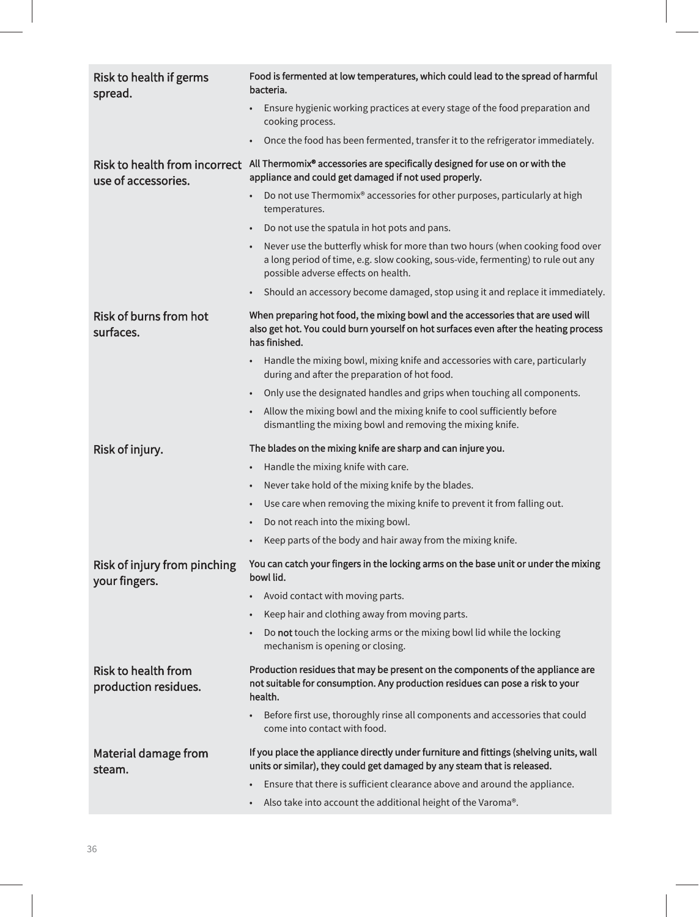| Risk | Description and measures |
| --- | --- |
| Risk to health if germs spread. | **Food is fermented at low temperatures, which could lead to the spread of harmful bacteria.**<br>• Ensure hygienic working practices at every stage of the food preparation and cooking process.<br>• Once the food has been fermented, transfer it to the refrigerator immediately. |
| Risk to health from incorrect use of accessories. | **All Thermomix® accessories are specifically designed for use on or with the appliance and could get damaged if not used properly.**<br>• Do not use Thermomix® accessories for other purposes, particularly at high temperatures.<br>• Do not use the spatula in hot pots and pans.<br>• Never use the butterfly whisk for more than two hours (when cooking food over a long period of time, e.g. slow cooking, sous-vide, fermenting) to rule out any possible adverse effects on health.<br>• Should an accessory become damaged, stop using it and replace it immediately. |
| Risk of burns from hot surfaces. | **When preparing hot food, the mixing bowl and the accessories that are used will also get hot. You could burn yourself on hot surfaces even after the heating process has finished.**<br>• Handle the mixing bowl, mixing knife and accessories with care, particularly during and after the preparation of hot food.<br>• Only use the designated handles and grips when touching all components.<br>• Allow the mixing bowl and the mixing knife to cool sufficiently before dismantling the mixing bowl and removing the mixing knife. |
| Risk of injury. | **The blades on the mixing knife are sharp and can injure you.**<br>• Handle the mixing knife with care.<br>• Never take hold of the mixing knife by the blades.<br>• Use care when removing the mixing knife to prevent it from falling out.<br>• Do not reach into the mixing bowl.<br>• Keep parts of the body and hair away from the mixing knife. |
| Risk of injury from pinching your fingers. | **You can catch your fingers in the locking arms on the base unit or under the mixing bowl lid.**<br>• Avoid contact with moving parts.<br>• Keep hair and clothing away from moving parts.<br>• Do **not** touch the locking arms or the mixing bowl lid while the locking mechanism is opening or closing. |
| Risk to health from production residues. | **Production residues that may be present on the components of the appliance are not suitable for consumption. Any production residues can pose a risk to your health.**<br>• Before first use, thoroughly rinse all components and accessories that could come into contact with food. |
| Material damage from steam. | **If you place the appliance directly under furniture and fittings (shelving units, wall units or similar), they could get damaged by any steam that is released.**<br>• Ensure that there is sufficient clearance above and around the appliance.<br>• Also take into account the additional height of the Varoma®. |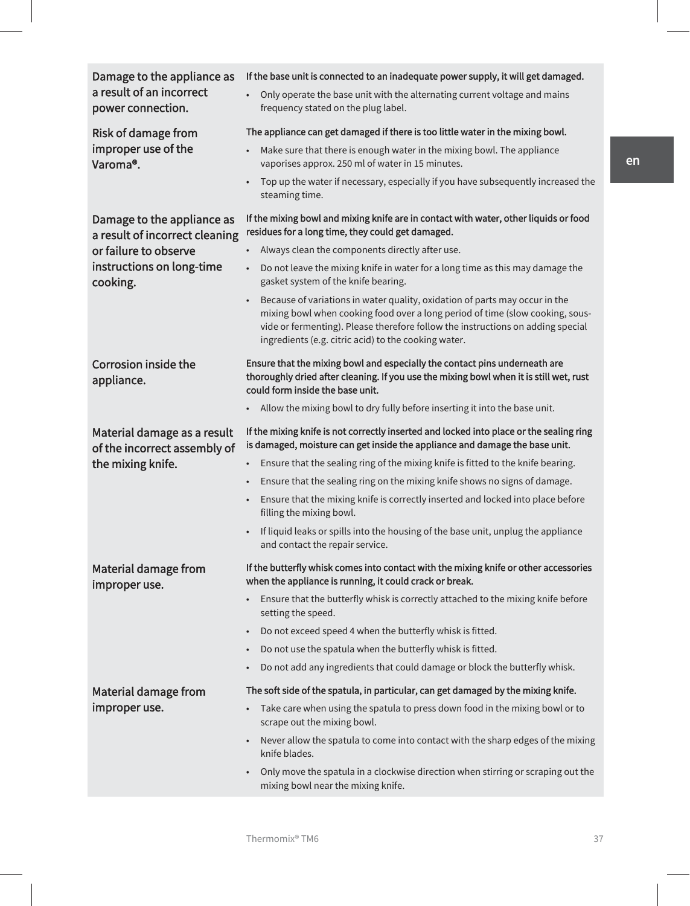| | |
|---|---|
| **Damage to the appliance as a result of an incorrect power connection.** | **If the base unit is connected to an inadequate power supply, it will get damaged.**<br>• Only operate the base unit with the alternating current voltage and mains frequency stated on the plug label. |
| **Risk of damage from improper use of the Varoma®.** | **The appliance can get damaged if there is too little water in the mixing bowl.**<br>• Make sure that there is enough water in the mixing bowl. The appliance vaporises approx. 250 ml of water in 15 minutes.<br>• Top up the water if necessary, especially if you have subsequently increased the steaming time. |
| **Damage to the appliance as a result of incorrect cleaning or failure to observe instructions on long-time cooking.** | **If the mixing bowl and mixing knife are in contact with water, other liquids or food residues for a long time, they could get damaged.**<br>• Always clean the components directly after use.<br>• Do not leave the mixing knife in water for a long time as this may damage the gasket system of the knife bearing.<br>• Because of variations in water quality, oxidation of parts may occur in the mixing bowl when cooking food over a long period of time (slow cooking, sous-vide or fermenting). Please therefore follow the instructions on adding special ingredients (e.g. citric acid) to the cooking water. |
| **Corrosion inside the appliance.** | **Ensure that the mixing bowl and especially the contact pins underneath are thoroughly dried after cleaning. If you use the mixing bowl when it is still wet, rust could form inside the base unit.**<br>• Allow the mixing bowl to dry fully before inserting it into the base unit. |
| **Material damage as a result of the incorrect assembly of the mixing knife.** | **If the mixing knife is not correctly inserted and locked into place or the sealing ring is damaged, moisture can get inside the appliance and damage the base unit.**<br>• Ensure that the sealing ring of the mixing knife is fitted to the knife bearing.<br>• Ensure that the sealing ring on the mixing knife shows no signs of damage.<br>• Ensure that the mixing knife is correctly inserted and locked into place before filling the mixing bowl.<br>• If liquid leaks or spills into the housing of the base unit, unplug the appliance and contact the repair service. |
| **Material damage from improper use.** | **If the butterfly whisk comes into contact with the mixing knife or other accessories when the appliance is running, it could crack or break.**<br>• Ensure that the butterfly whisk is correctly attached to the mixing knife before setting the speed.<br>• Do not exceed speed 4 when the butterfly whisk is fitted.<br>• Do not use the spatula when the butterfly whisk is fitted.<br>• Do not add any ingredients that could damage or block the butterfly whisk. |
| **Material damage from improper use.** | **The soft side of the spatula, in particular, can get damaged by the mixing knife.**<br>• Take care when using the spatula to press down food in the mixing bowl or to scrape out the mixing bowl.<br>• Never allow the spatula to come into contact with the sharp edges of the mixing knife blades.<br>• Only move the spatula in a clockwise direction when stirring or scraping out the mixing bowl near the mixing knife. |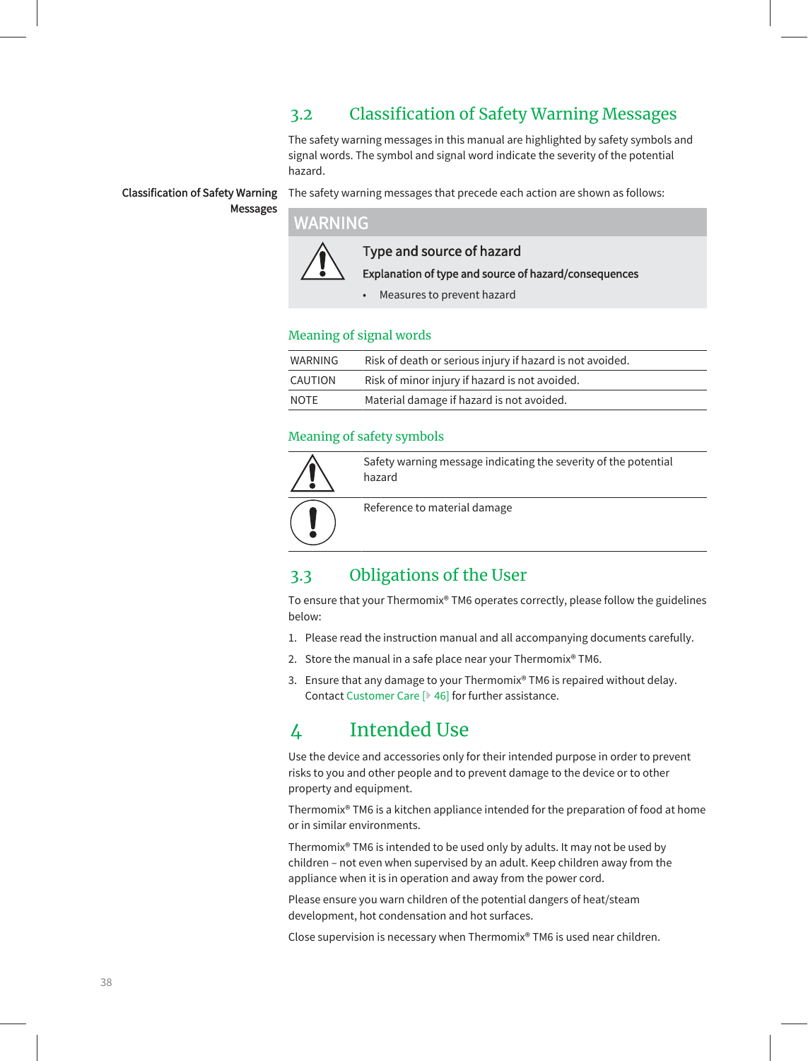## 3.2 Classification of Safety Warning Messages

The safety warning messages in this manual are highlighted by safety symbols and signal words. The symbol and signal word indicate the severity of the potential hazard.

**Classification of Safety Warning Messages**

The safety warning messages that precede each action are shown as follows:

> **WARNING**
>
> ⚠ **Type and source of hazard**
>
> **Explanation of type and source of hazard/consequences**
>
> - Measures to prevent hazard

### Meaning of signal words

| | |
|---|---|
| WARNING | Risk of death or serious injury if hazard is not avoided. |
| CAUTION | Risk of minor injury if hazard is not avoided. |
| NOTE | Material damage if hazard is not avoided. |

### Meaning of safety symbols

| | |
|---|---|
| ⚠ | Safety warning message indicating the severity of the potential hazard |
| ❗ | Reference to material damage |

## 3.3 Obligations of the User

To ensure that your Thermomix® TM6 operates correctly, please follow the guidelines below:

1. Please read the instruction manual and all accompanying documents carefully.
2. Store the manual in a safe place near your Thermomix® TM6.
3. Ensure that any damage to your Thermomix® TM6 is repaired without delay. Contact Customer Care [▸ 46] for further assistance.

# 4 Intended Use

Use the device and accessories only for their intended purpose in order to prevent risks to you and other people and to prevent damage to the device or to other property and equipment.

Thermomix® TM6 is a kitchen appliance intended for the preparation of food at home or in similar environments.

Thermomix® TM6 is intended to be used only by adults. It may not be used by children – not even when supervised by an adult. Keep children away from the appliance when it is in operation and away from the power cord.

Please ensure you warn children of the potential dangers of heat/steam development, hot condensation and hot surfaces.

Close supervision is necessary when Thermomix® TM6 is used near children.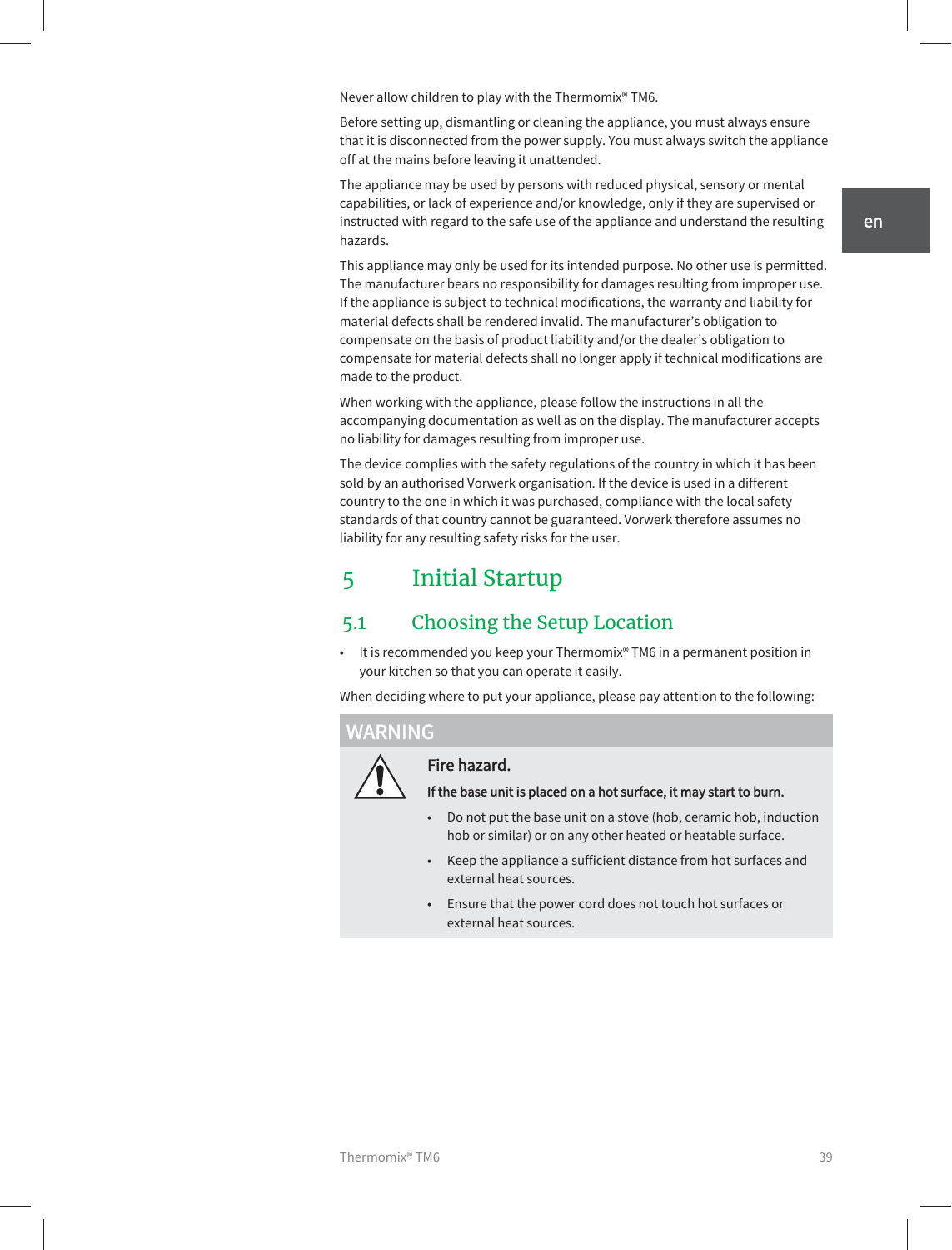Never allow children to play with the Thermomix® TM6.

Before setting up, dismantling or cleaning the appliance, you must always ensure that it is disconnected from the power supply. You must always switch the appliance off at the mains before leaving it unattended.

The appliance may be used by persons with reduced physical, sensory or mental capabilities, or lack of experience and/or knowledge, only if they are supervised or instructed with regard to the safe use of the appliance and understand the resulting hazards.

This appliance may only be used for its intended purpose. No other use is permitted. The manufacturer bears no responsibility for damages resulting from improper use. If the appliance is subject to technical modifications, the warranty and liability for material defects shall be rendered invalid. The manufacturer's obligation to compensate on the basis of product liability and/or the dealer's obligation to compensate for material defects shall no longer apply if technical modifications are made to the product.

When working with the appliance, please follow the instructions in all the accompanying documentation as well as on the display. The manufacturer accepts no liability for damages resulting from improper use.

The device complies with the safety regulations of the country in which it has been sold by an authorised Vorwerk organisation. If the device is used in a different country to the one in which it was purchased, compliance with the local safety standards of that country cannot be guaranteed. Vorwerk therefore assumes no liability for any resulting safety risks for the user.

# 5 Initial Startup

## 5.1 Choosing the Setup Location

- It is recommended you keep your Thermomix® TM6 in a permanent position in your kitchen so that you can operate it easily.

When deciding where to put your appliance, please pay attention to the following:

**WARNING**

**Fire hazard.**

**If the base unit is placed on a hot surface, it may start to burn.**

- Do not put the base unit on a stove (hob, ceramic hob, induction hob or similar) or on any other heated or heatable surface.
- Keep the appliance a sufficient distance from hot surfaces and external heat sources.
- Ensure that the power cord does not touch hot surfaces or external heat sources.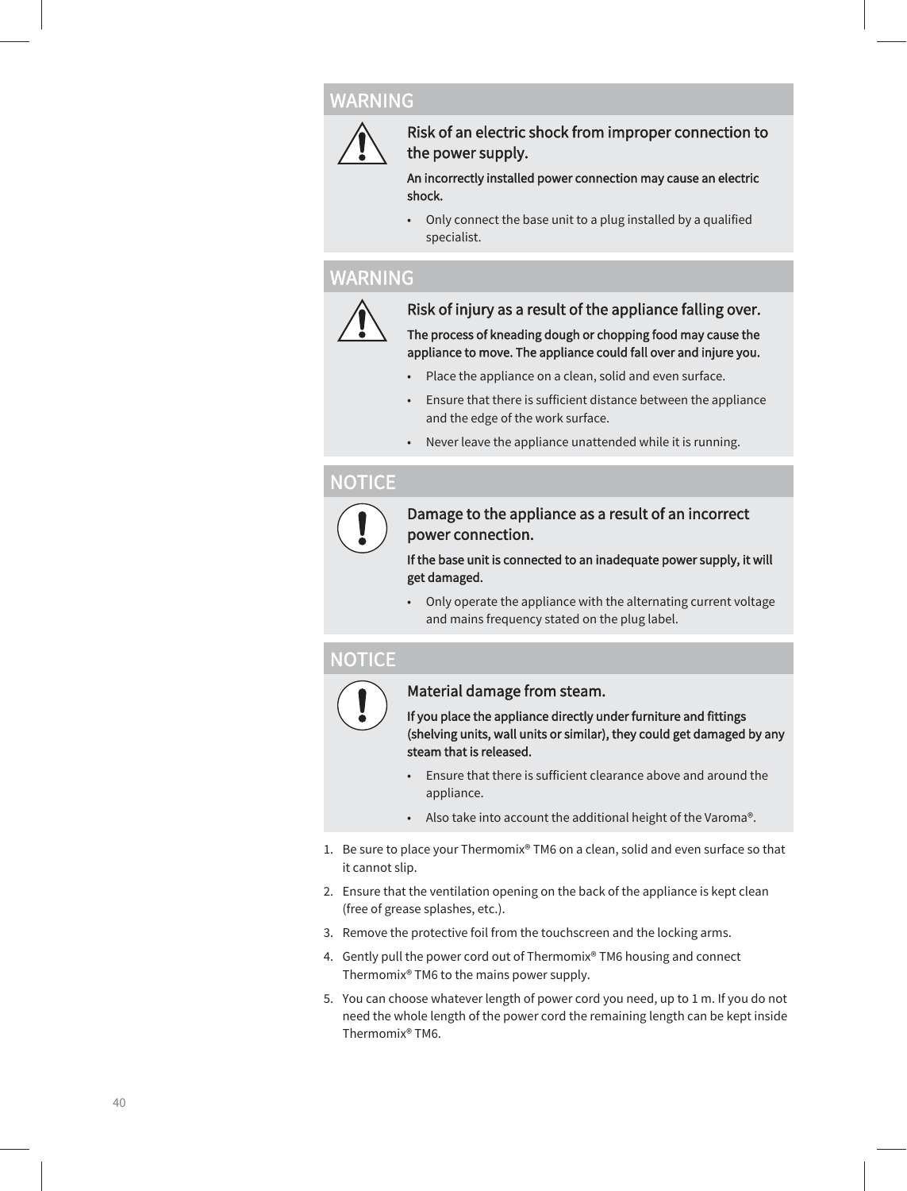## WARNING

**Risk of an electric shock from improper connection to the power supply.**

**An incorrectly installed power connection may cause an electric shock.**

- Only connect the base unit to a plug installed by a qualified specialist.

## WARNING

**Risk of injury as a result of the appliance falling over.**

**The process of kneading dough or chopping food may cause the appliance to move. The appliance could fall over and injure you.**

- Place the appliance on a clean, solid and even surface.
- Ensure that there is sufficient distance between the appliance and the edge of the work surface.
- Never leave the appliance unattended while it is running.

## NOTICE

**Damage to the appliance as a result of an incorrect power connection.**

**If the base unit is connected to an inadequate power supply, it will get damaged.**

- Only operate the appliance with the alternating current voltage and mains frequency stated on the plug label.

## NOTICE

**Material damage from steam.**

**If you place the appliance directly under furniture and fittings (shelving units, wall units or similar), they could get damaged by any steam that is released.**

- Ensure that there is sufficient clearance above and around the appliance.
- Also take into account the additional height of the Varoma®.

1. Be sure to place your Thermomix® TM6 on a clean, solid and even surface so that it cannot slip.
2. Ensure that the ventilation opening on the back of the appliance is kept clean (free of grease splashes, etc.).
3. Remove the protective foil from the touchscreen and the locking arms.
4. Gently pull the power cord out of Thermomix® TM6 housing and connect Thermomix® TM6 to the mains power supply.
5. You can choose whatever length of power cord you need, up to 1 m. If you do not need the whole length of the power cord the remaining length can be kept inside Thermomix® TM6.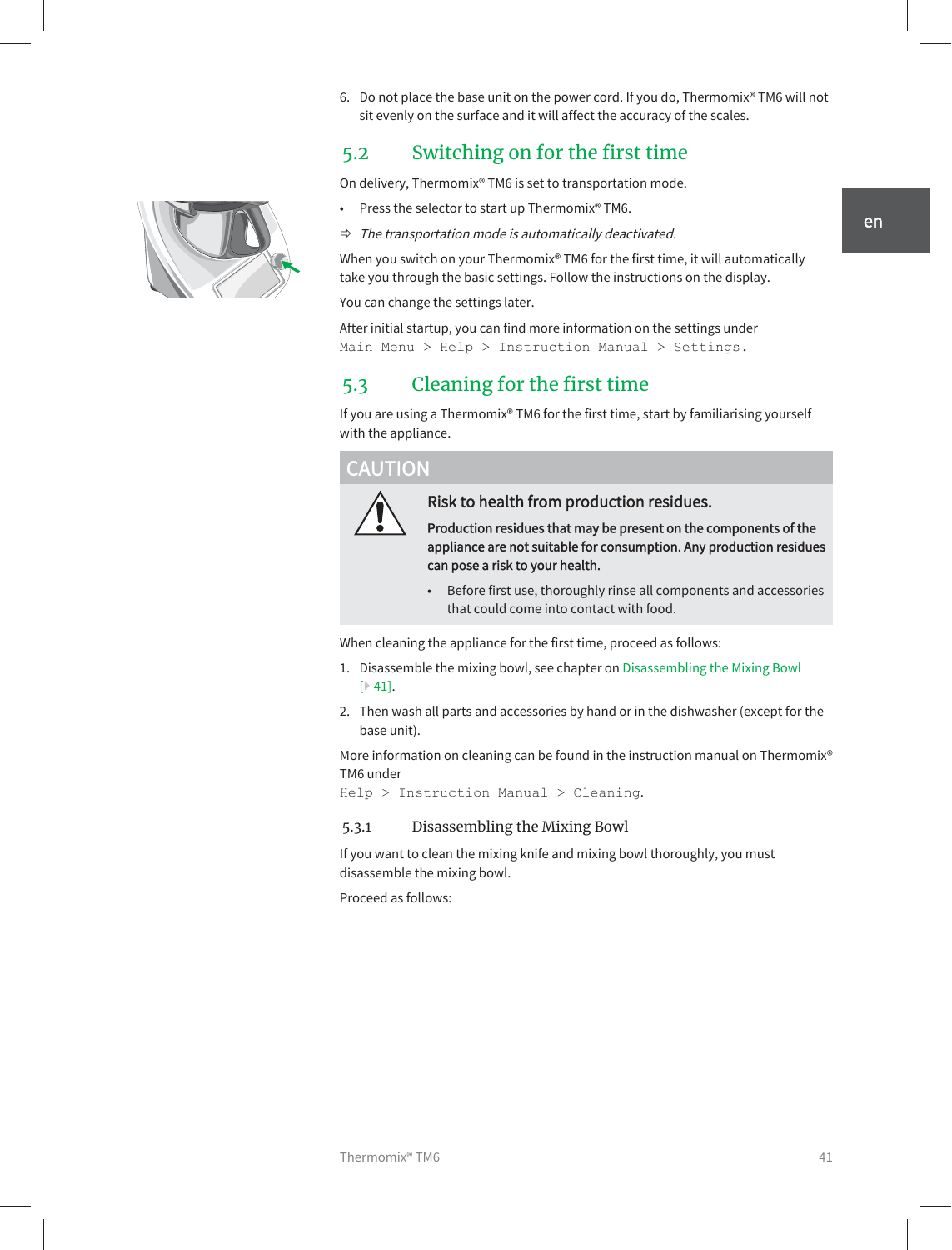6. Do not place the base unit on the power cord. If you do, Thermomix® TM6 will not sit evenly on the surface and it will affect the accuracy of the scales.

## 5.2 Switching on for the first time

On delivery, Thermomix® TM6 is set to transportation mode.

- Press the selector to start up Thermomix® TM6.

⇨ *The transportation mode is automatically deactivated.*

When you switch on your Thermomix® TM6 for the first time, it will automatically take you through the basic settings. Follow the instructions on the display.

You can change the settings later.

After initial startup, you can find more information on the settings under `Main Menu > Help > Instruction Manual > Settings`.

## 5.3 Cleaning for the first time

If you are using a Thermomix® TM6 for the first time, start by familiarising yourself with the appliance.

**CAUTION**

**Risk to health from production residues.**

**Production residues that may be present on the components of the appliance are not suitable for consumption. Any production residues can pose a risk to your health.**

- Before first use, thoroughly rinse all components and accessories that could come into contact with food.

When cleaning the appliance for the first time, proceed as follows:

1. Disassemble the mixing bowl, see chapter on Disassembling the Mixing Bowl [▶ 41].
2. Then wash all parts and accessories by hand or in the dishwasher (except for the base unit).

More information on cleaning can be found in the instruction manual on Thermomix® TM6 under `Help > Instruction Manual > Cleaning`.

### 5.3.1 Disassembling the Mixing Bowl

If you want to clean the mixing knife and mixing bowl thoroughly, you must disassemble the mixing bowl.

Proceed as follows: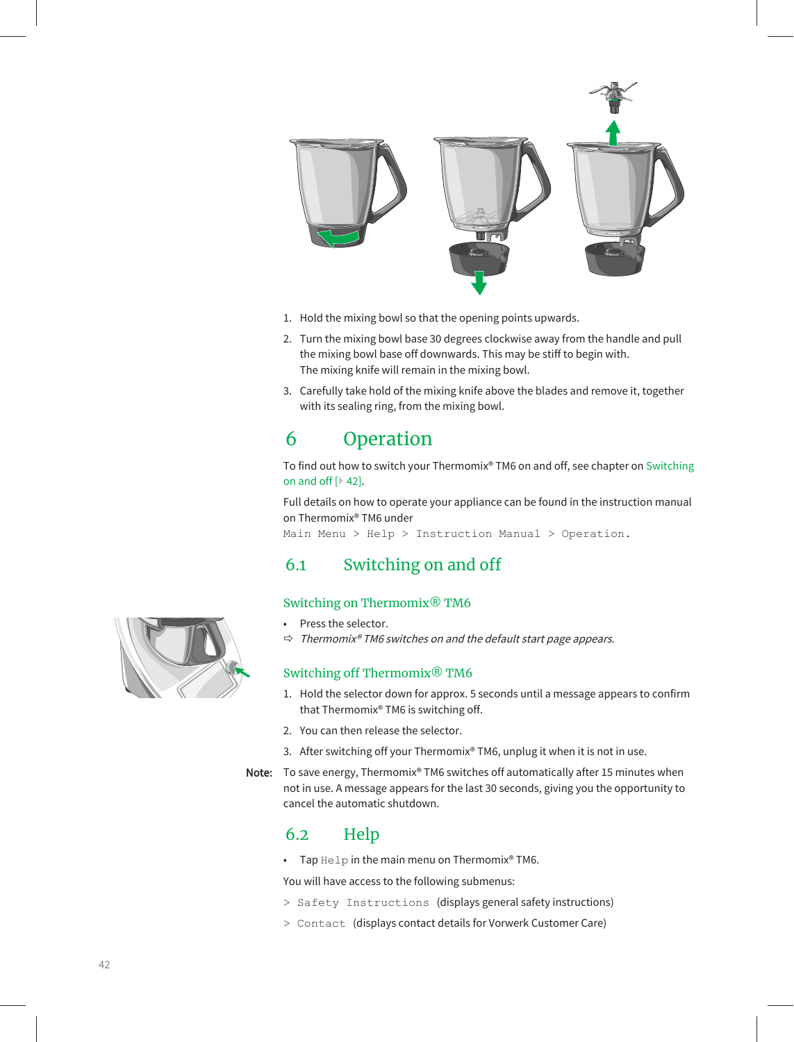1. Hold the mixing bowl so that the opening points upwards.
2. Turn the mixing bowl base 30 degrees clockwise away from the handle and pull the mixing bowl base off downwards. This may be stiff to begin with.
   The mixing knife will remain in the mixing bowl.
3. Carefully take hold of the mixing knife above the blades and remove it, together with its sealing ring, from the mixing bowl.

# 6 Operation

To find out how to switch your Thermomix® TM6 on and off, see chapter on Switching on and off [▸ 42].

Full details on how to operate your appliance can be found in the instruction manual on Thermomix® TM6 under
`Main Menu > Help > Instruction Manual > Operation.`

## 6.1 Switching on and off

### Switching on Thermomix® TM6

- Press the selector.

⇨ *Thermomix® TM6 switches on and the default start page appears.*

### Switching off Thermomix® TM6

1. Hold the selector down for approx. 5 seconds until a message appears to confirm that Thermomix® TM6 is switching off.
2. You can then release the selector.
3. After switching off your Thermomix® TM6, unplug it when it is not in use.

**Note:** To save energy, Thermomix® TM6 switches off automatically after 15 minutes when not in use. A message appears for the last 30 seconds, giving you the opportunity to cancel the automatic shutdown.

## 6.2 Help

- Tap `Help` in the main menu on Thermomix® TM6.

You will have access to the following submenus:

`> Safety Instructions` (displays general safety instructions)

`> Contact` (displays contact details for Vorwerk Customer Care)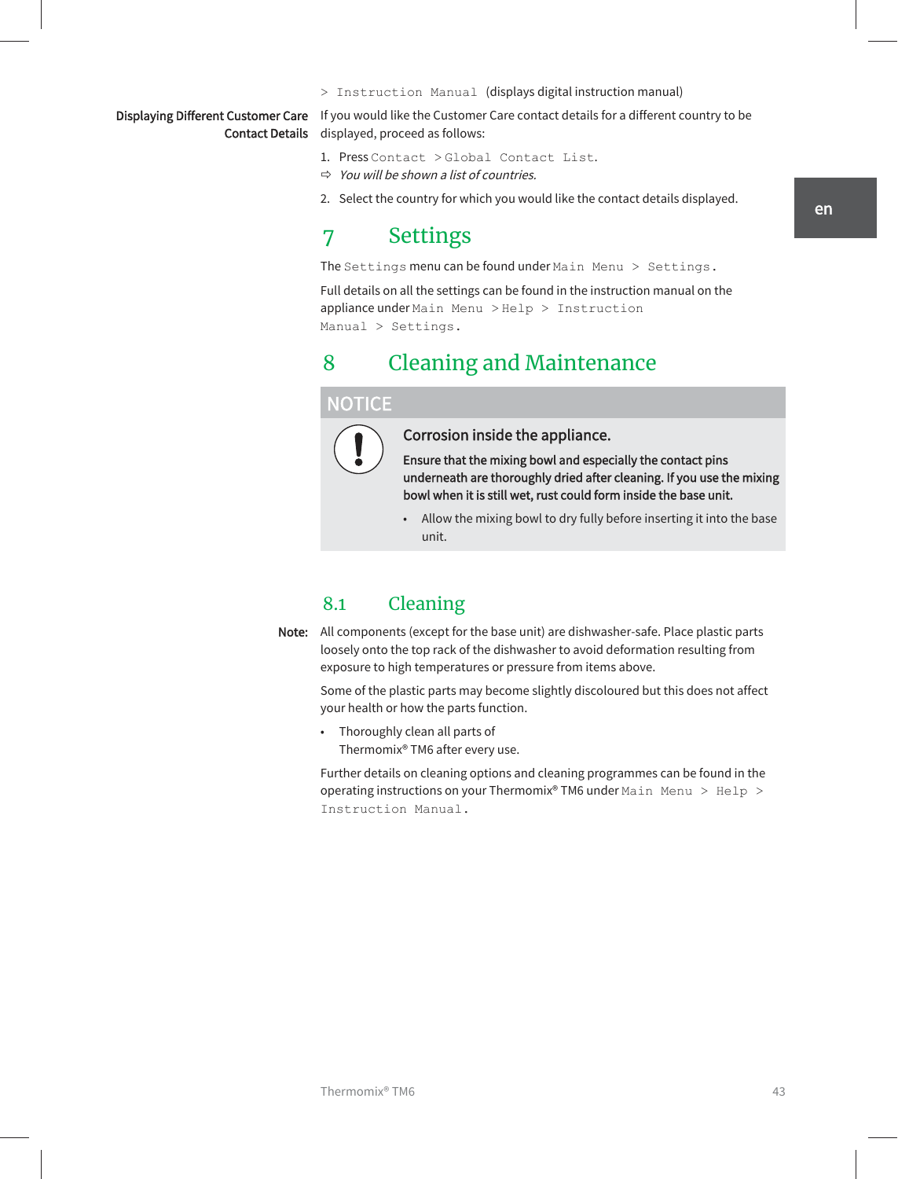> Instruction Manual (displays digital instruction manual)

**Displaying Different Customer Care Contact Details**

If you would like the Customer Care contact details for a different country to be displayed, proceed as follows:

1. Press `Contact > Global Contact List`.

⇨ *You will be shown a list of countries.*

2. Select the country for which you would like the contact details displayed.

# 7 Settings

The `Settings` menu can be found under `Main Menu > Settings`.

Full details on all the settings can be found in the instruction manual on the appliance under `Main Menu > Help > Instruction Manual > Settings`.

# 8 Cleaning and Maintenance

**NOTICE**

**Corrosion inside the appliance.**

**Ensure that the mixing bowl and especially the contact pins underneath are thoroughly dried after cleaning. If you use the mixing bowl when it is still wet, rust could form inside the base unit.**

- Allow the mixing bowl to dry fully before inserting it into the base unit.

## 8.1 Cleaning

**Note:** All components (except for the base unit) are dishwasher-safe. Place plastic parts loosely onto the top rack of the dishwasher to avoid deformation resulting from exposure to high temperatures or pressure from items above.

Some of the plastic parts may become slightly discoloured but this does not affect your health or how the parts function.

- Thoroughly clean all parts of Thermomix® TM6 after every use.

Further details on cleaning options and cleaning programmes can be found in the operating instructions on your Thermomix® TM6 under `Main Menu > Help > Instruction Manual`.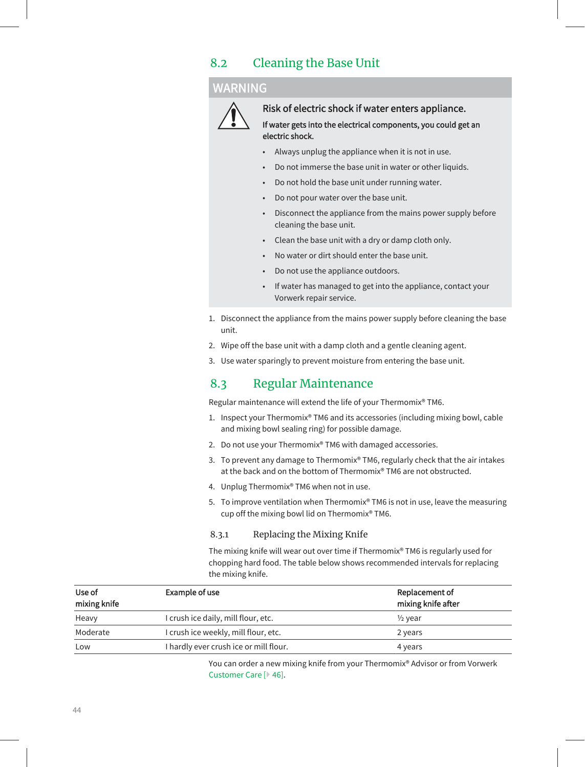## 8.2 Cleaning the Base Unit

**WARNING**

**Risk of electric shock if water enters appliance.**

**If water gets into the electrical components, you could get an electric shock.**

- Always unplug the appliance when it is not in use.
- Do not immerse the base unit in water or other liquids.
- Do not hold the base unit under running water.
- Do not pour water over the base unit.
- Disconnect the appliance from the mains power supply before cleaning the base unit.
- Clean the base unit with a dry or damp cloth only.
- No water or dirt should enter the base unit.
- Do not use the appliance outdoors.
- If water has managed to get into the appliance, contact your Vorwerk repair service.

1. Disconnect the appliance from the mains power supply before cleaning the base unit.
2. Wipe off the base unit with a damp cloth and a gentle cleaning agent.
3. Use water sparingly to prevent moisture from entering the base unit.

## 8.3 Regular Maintenance

Regular maintenance will extend the life of your Thermomix® TM6.

1. Inspect your Thermomix® TM6 and its accessories (including mixing bowl, cable and mixing bowl sealing ring) for possible damage.
2. Do not use your Thermomix® TM6 with damaged accessories.
3. To prevent any damage to Thermomix® TM6, regularly check that the air intakes at the back and on the bottom of Thermomix® TM6 are not obstructed.
4. Unplug Thermomix® TM6 when not in use.
5. To improve ventilation when Thermomix® TM6 is not in use, leave the measuring cup off the mixing bowl lid on Thermomix® TM6.

### 8.3.1 Replacing the Mixing Knife

The mixing knife will wear out over time if Thermomix® TM6 is regularly used for chopping hard food. The table below shows recommended intervals for replacing the mixing knife.

| Use of mixing knife | Example of use | Replacement of mixing knife after |
|---|---|---|
| Heavy | I crush ice daily, mill flour, etc. | ½ year |
| Moderate | I crush ice weekly, mill flour, etc. | 2 years |
| Low | I hardly ever crush ice or mill flour. | 4 years |

You can order a new mixing knife from your Thermomix® Advisor or from Vorwerk Customer Care [▸ 46].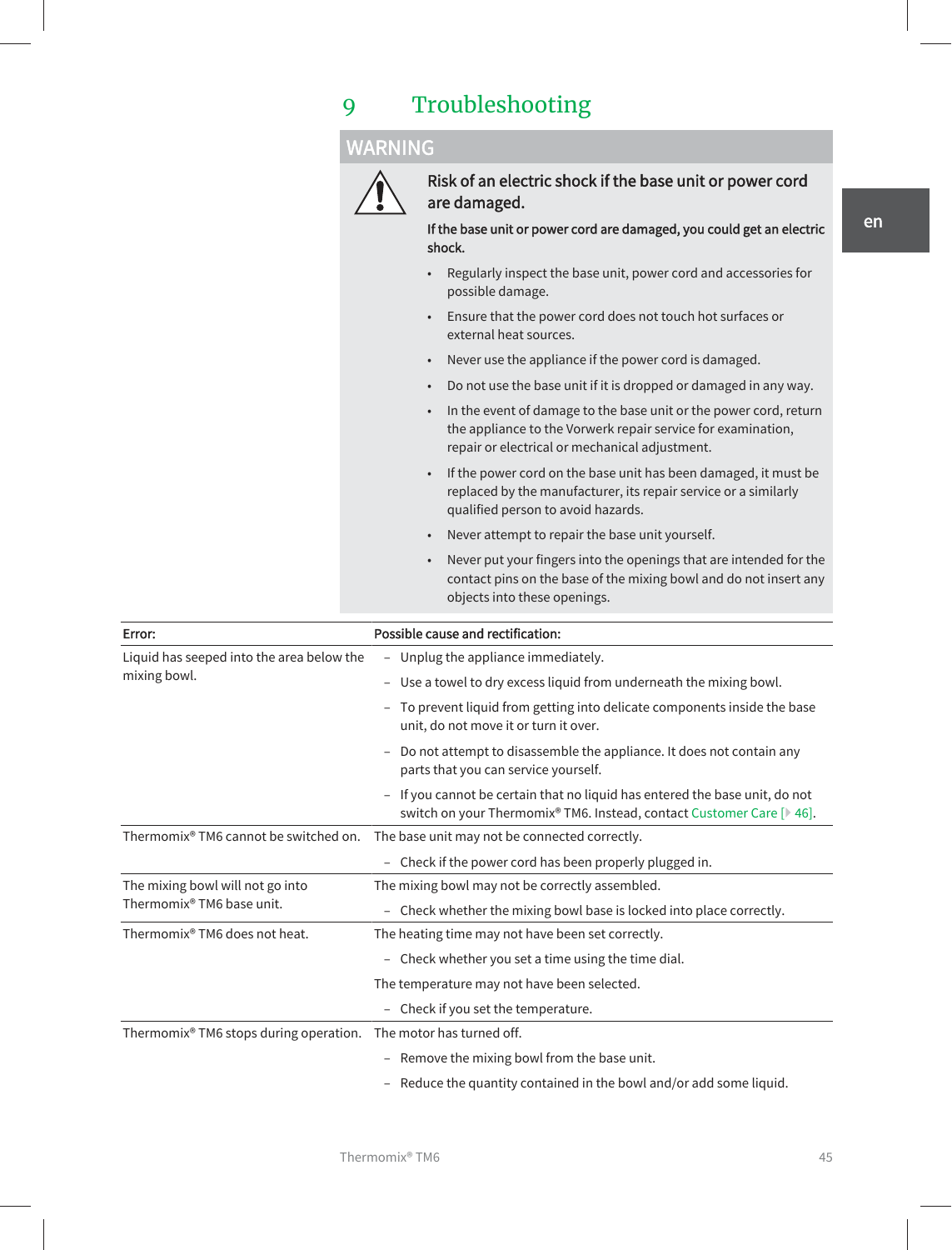# 9 Troubleshooting

**WARNING**

**Risk of an electric shock if the base unit or power cord are damaged.**

**If the base unit or power cord are damaged, you could get an electric shock.**

- Regularly inspect the base unit, power cord and accessories for possible damage.
- Ensure that the power cord does not touch hot surfaces or external heat sources.
- Never use the appliance if the power cord is damaged.
- Do not use the base unit if it is dropped or damaged in any way.
- In the event of damage to the base unit or the power cord, return the appliance to the Vorwerk repair service for examination, repair or electrical or mechanical adjustment.
- If the power cord on the base unit has been damaged, it must be replaced by the manufacturer, its repair service or a similarly qualified person to avoid hazards.
- Never attempt to repair the base unit yourself.
- Never put your fingers into the openings that are intended for the contact pins on the base of the mixing bowl and do not insert any objects into these openings.

| Error: | Possible cause and rectification: |
|---|---|
| Liquid has seeped into the area below the mixing bowl. | – Unplug the appliance immediately.<br>– Use a towel to dry excess liquid from underneath the mixing bowl.<br>– To prevent liquid from getting into delicate components inside the base unit, do not move it or turn it over.<br>– Do not attempt to disassemble the appliance. It does not contain any parts that you can service yourself.<br>– If you cannot be certain that no liquid has entered the base unit, do not switch on your Thermomix® TM6. Instead, contact Customer Care [▸ 46]. |
| Thermomix® TM6 cannot be switched on. | The base unit may not be connected correctly.<br>– Check if the power cord has been properly plugged in. |
| The mixing bowl will not go into Thermomix® TM6 base unit. | The mixing bowl may not be correctly assembled.<br>– Check whether the mixing bowl base is locked into place correctly. |
| Thermomix® TM6 does not heat. | The heating time may not have been set correctly.<br>– Check whether you set a time using the time dial.<br>The temperature may not have been selected.<br>– Check if you set the temperature. |
| Thermomix® TM6 stops during operation. | The motor has turned off.<br>– Remove the mixing bowl from the base unit.<br>– Reduce the quantity contained in the bowl and/or add some liquid. |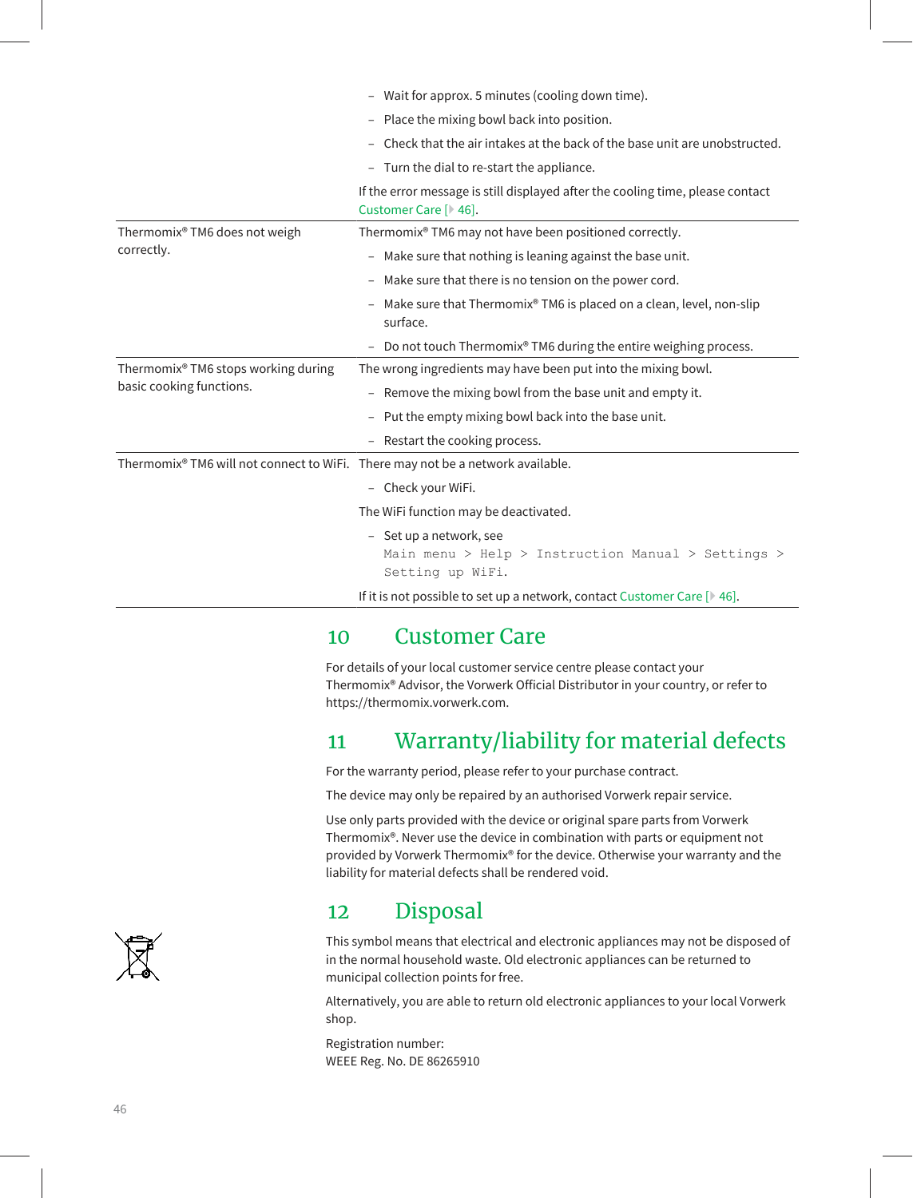| | |
|---|---|
| | – Wait for approx. 5 minutes (cooling down time).<br>– Place the mixing bowl back into position.<br>– Check that the air intakes at the back of the base unit are unobstructed.<br>– Turn the dial to re-start the appliance.<br>If the error message is still displayed after the cooling time, please contact Customer Care [▸ 46]. |
| Thermomix® TM6 does not weigh correctly. | Thermomix® TM6 may not have been positioned correctly.<br>– Make sure that nothing is leaning against the base unit.<br>– Make sure that there is no tension on the power cord.<br>– Make sure that Thermomix® TM6 is placed on a clean, level, non-slip surface.<br>– Do not touch Thermomix® TM6 during the entire weighing process. |
| Thermomix® TM6 stops working during basic cooking functions. | The wrong ingredients may have been put into the mixing bowl.<br>– Remove the mixing bowl from the base unit and empty it.<br>– Put the empty mixing bowl back into the base unit.<br>– Restart the cooking process. |
| Thermomix® TM6 will not connect to WiFi. | There may not be a network available.<br>– Check your WiFi.<br>The WiFi function may be deactivated.<br>– Set up a network, see `Main menu > Help > Instruction Manual > Settings > Setting up WiFi`.<br>If it is not possible to set up a network, contact Customer Care [▸ 46]. |

# 10 Customer Care

For details of your local customer service centre please contact your Thermomix® Advisor, the Vorwerk Official Distributor in your country, or refer to https://thermomix.vorwerk.com.

# 11 Warranty/liability for material defects

For the warranty period, please refer to your purchase contract.

The device may only be repaired by an authorised Vorwerk repair service.

Use only parts provided with the device or original spare parts from Vorwerk Thermomix®. Never use the device in combination with parts or equipment not provided by Vorwerk Thermomix® for the device. Otherwise your warranty and the liability for material defects shall be rendered void.

# 12 Disposal

This symbol means that electrical and electronic appliances may not be disposed of in the normal household waste. Old electronic appliances can be returned to municipal collection points for free.

Alternatively, you are able to return old electronic appliances to your local Vorwerk shop.

Registration number:
WEEE Reg. No. DE 86265910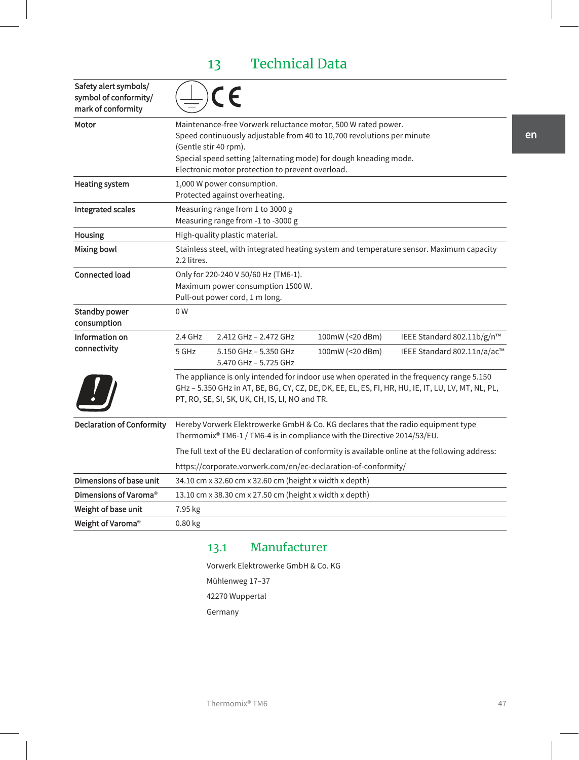# 13 Technical Data

| | |
|---|---|
| **Safety alert symbols/ symbol of conformity/ mark of conformity** | CE |
| **Motor** | Maintenance-free Vorwerk reluctance motor, 500 W rated power. Speed continuously adjustable from 40 to 10,700 revolutions per minute (Gentle stir 40 rpm). Special speed setting (alternating mode) for dough kneading mode. Electronic motor protection to prevent overload. |
| **Heating system** | 1,000 W power consumption. Protected against overheating. |
| **Integrated scales** | Measuring range from 1 to 3000 g<br>Measuring range from -1 to -3000 g |
| **Housing** | High-quality plastic material. |
| **Mixing bowl** | Stainless steel, with integrated heating system and temperature sensor. Maximum capacity 2.2 litres. |
| **Connected load** | Only for 220-240 V 50/60 Hz (TM6-1). Maximum power consumption 1500 W. Pull-out power cord, 1 m long. |
| **Standby power consumption** | 0 W |
| **Information on connectivity** | 2.4 GHz — 2.412 GHz – 2.472 GHz — 100mW (<20 dBm) — IEEE Standard 802.11b/g/n™<br>5 GHz — 5.150 GHz – 5.350 GHz, 5.470 GHz – 5.725 GHz — 100mW (<20 dBm) — IEEE Standard 802.11n/a/ac™<br>The appliance is only intended for indoor use when operated in the frequency range 5.150 GHz – 5.350 GHz in AT, BE, BG, CY, CZ, DE, DK, EE, EL, ES, FI, HR, HU, IE, IT, LU, LV, MT, NL, PL, PT, RO, SE, SI, SK, UK, CH, IS, LI, NO and TR. |
| **Declaration of Conformity** | Hereby Vorwerk Elektrowerke GmbH & Co. KG declares that the radio equipment type Thermomix® TM6-1 / TM6-4 is in compliance with the Directive 2014/53/EU.<br>The full text of the EU declaration of conformity is available online at the following address:<br>https://corporate.vorwerk.com/en/ec-declaration-of-conformity/ |
| **Dimensions of base unit** | 34.10 cm x 32.60 cm x 32.60 cm (height x width x depth) |
| **Dimensions of Varoma®** | 13.10 cm x 38.30 cm x 27.50 cm (height x width x depth) |
| **Weight of base unit** | 7.95 kg |
| **Weight of Varoma®** | 0.80 kg |

## 13.1 Manufacturer

Vorwerk Elektrowerke GmbH & Co. KG

Mühlenweg 17–37

42270 Wuppertal

Germany